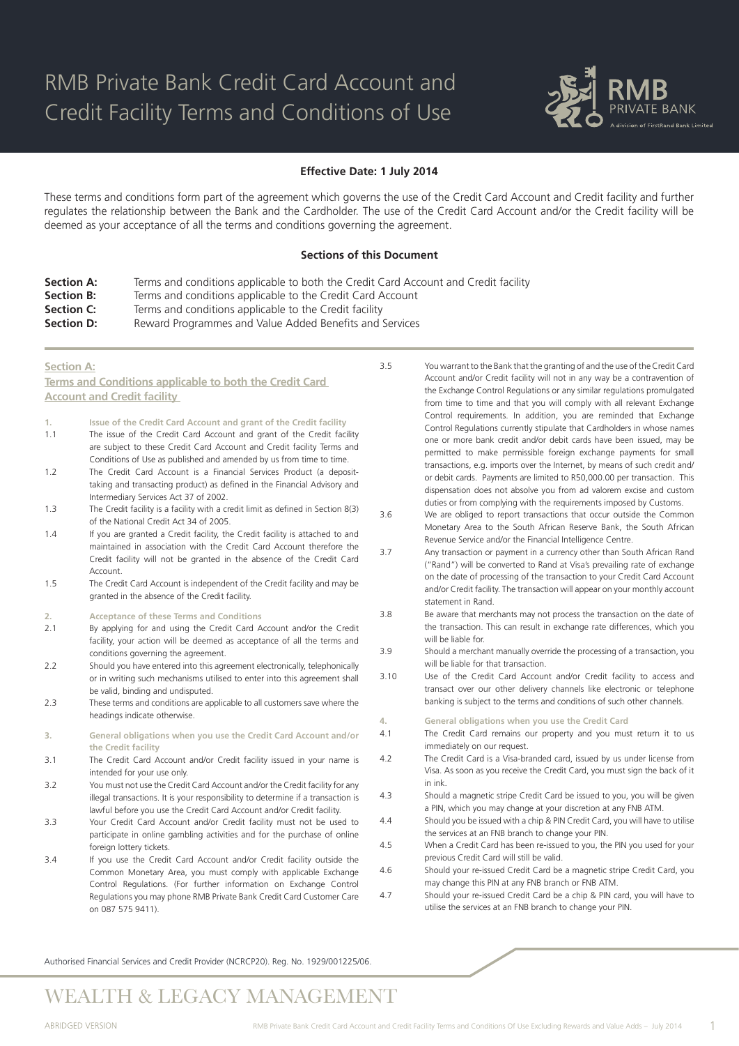# RMB Private Bank Credit Card Account and Credit Facility Terms and Conditions of Use

**Effective Date: 1 July 2014**

These terms and conditions form part of the agreement which governs the use of the Credit Card Account and Credit facility and further regulates the relationship between the Bank and the Cardholder. The use of the Credit Card Account and/or the Credit facility will be deemed as your acceptance of all the terms and conditions governing the agreement.

**Sections of this Document**

| | |
|---|---|
| **Section A:** | Terms and conditions applicable to both the Credit Card Account and Credit facility |
| **Section B:** | Terms and conditions applicable to the Credit Card Account |
| **Section C:** | Terms and conditions applicable to the Credit facility |
| **Section D:** | Reward Programmes and Value Added Benefits and Services |

## Section A: Terms and Conditions applicable to both the Credit Card Account and Credit facility

### 1. Issue of the Credit Card Account and grant of the Credit facility

1.1 The issue of the Credit Card Account and grant of the Credit facility are subject to these Credit Card Account and Credit facility Terms and Conditions of Use as published and amended by us from time to time.

1.2 The Credit Card Account is a Financial Services Product (a deposit-taking and transacting product) as defined in the Financial Advisory and Intermediary Services Act 37 of 2002.

1.3 The Credit facility is a facility with a credit limit as defined in Section 8(3) of the National Credit Act 34 of 2005.

1.4 If you are granted a Credit facility, the Credit facility is attached to and maintained in association with the Credit Card Account therefore the Credit facility will not be granted in the absence of the Credit Card Account.

1.5 The Credit Card Account is independent of the Credit facility and may be granted in the absence of the Credit facility.

### 2. Acceptance of these Terms and Conditions

2.1 By applying for and using the Credit Card Account and/or the Credit facility, your action will be deemed as acceptance of all the terms and conditions governing the agreement.

2.2 Should you have entered into this agreement electronically, telephonically or in writing such mechanisms utilised to enter into this agreement shall be valid, binding and undisputed.

2.3 These terms and conditions are applicable to all customers save where the headings indicate otherwise.

### 3. General obligations when you use the Credit Card Account and/or the Credit facility

3.1 The Credit Card Account and/or Credit facility issued in your name is intended for your use only.

3.2 You must not use the Credit Card Account and/or the Credit facility for any illegal transactions. It is your responsibility to determine if a transaction is lawful before you use the Credit Card Account and/or Credit facility.

3.3 Your Credit Card Account and/or Credit facility must not be used to participate in online gambling activities and for the purchase of online foreign lottery tickets.

3.4 If you use the Credit Card Account and/or Credit facility outside the Common Monetary Area, you must comply with applicable Exchange Control Regulations. (For further information on Exchange Control Regulations you may phone RMB Private Bank Credit Card Customer Care on 087 575 9411).

3.5 You warrant to the Bank that the granting of and the use of the Credit Card Account and/or Credit facility will not in any way be a contravention of the Exchange Control Regulations or any similar regulations promulgated from time to time and that you will comply with all relevant Exchange Control requirements. In addition, you are reminded that Exchange Control Regulations currently stipulate that Cardholders in whose names one or more bank credit and/or debit cards have been issued, may be permitted to make permissible foreign exchange payments for small transactions, e.g. imports over the Internet, by means of such credit and/or debit cards. Payments are limited to R50,000.00 per transaction. This dispensation does not absolve you from ad valorem excise and custom duties or from complying with the requirements imposed by Customs.

3.6 We are obliged to report transactions that occur outside the Common Monetary Area to the South African Reserve Bank, the South African Revenue Service and/or the Financial Intelligence Centre.

3.7 Any transaction or payment in a currency other than South African Rand ("Rand") will be converted to Rand at Visa's prevailing rate of exchange on the date of processing of the transaction to your Credit Card Account and/or Credit facility. The transaction will appear on your monthly account statement in Rand.

3.8 Be aware that merchants may not process the transaction on the date of the transaction. This can result in exchange rate differences, which you will be liable for.

3.9 Should a merchant manually override the processing of a transaction, you will be liable for that transaction.

3.10 Use of the Credit Card Account and/or Credit facility to access and transact over our other delivery channels like electronic or telephone banking is subject to the terms and conditions of such other channels.

### 4. General obligations when you use the Credit Card

4.1 The Credit Card remains our property and you must return it to us immediately on our request.

4.2 The Credit Card is a Visa-branded card, issued by us under license from Visa. As soon as you receive the Credit Card, you must sign the back of it in ink.

4.3 Should a magnetic stripe Credit Card be issued to you, you will be given a PIN, which you may change at your discretion at any FNB ATM.

4.4 Should you be issued with a chip & PIN Credit Card, you will have to utilise the services at an FNB branch to change your PIN.

4.5 When a Credit Card has been re-issued to you, the PIN you used for your previous Credit Card will still be valid.

4.6 Should your re-issued Credit Card be a magnetic stripe Credit Card, you may change this PIN at any FNB branch or FNB ATM.

4.7 Should your re-issued Credit Card be a chip & PIN card, you will have to utilise the services at an FNB branch to change your PIN.

Authorised Financial Services and Credit Provider (NCRCP20). Reg. No. 1929/001225/06.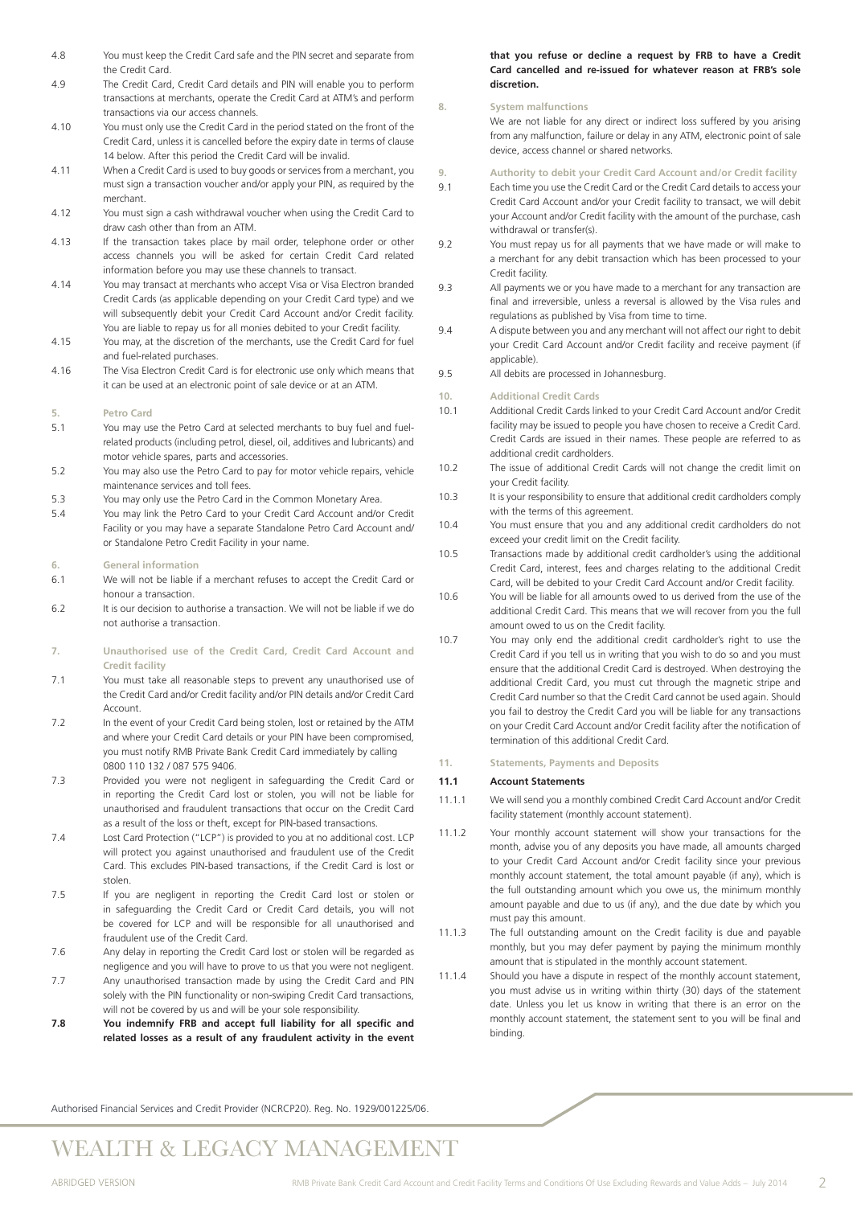4.8 You must keep the Credit Card safe and the PIN secret and separate from the Credit Card.

4.9 The Credit Card, Credit Card details and PIN will enable you to perform transactions at merchants, operate the Credit Card at ATM's and perform transactions via our access channels.

4.10 You must only use the Credit Card in the period stated on the front of the Credit Card, unless it is cancelled before the expiry date in terms of clause 14 below. After this period the Credit Card will be invalid.

4.11 When a Credit Card is used to buy goods or services from a merchant, you must sign a transaction voucher and/or apply your PIN, as required by the merchant.

4.12 You must sign a cash withdrawal voucher when using the Credit Card to draw cash other than from an ATM.

4.13 If the transaction takes place by mail order, telephone order or other access channels you will be asked for certain Credit Card related information before you may use these channels to transact.

4.14 You may transact at merchants who accept Visa or Visa Electron branded Credit Cards (as applicable depending on your Credit Card type) and we will subsequently debit your Credit Card Account and/or Credit facility. You are liable to repay us for all monies debited to your Credit facility.

4.15 You may, at the discretion of the merchants, use the Credit Card for fuel and fuel-related purchases.

4.16 The Visa Electron Credit Card is for electronic use only which means that it can be used at an electronic point of sale device or at an ATM.

## 5. Petro Card

5.1 You may use the Petro Card at selected merchants to buy fuel and fuel-related products (including petrol, diesel, oil, additives and lubricants) and motor vehicle spares, parts and accessories.

5.2 You may also use the Petro Card to pay for motor vehicle repairs, vehicle maintenance services and toll fees.

5.3 You may only use the Petro Card in the Common Monetary Area.

5.4 You may link the Petro Card to your Credit Card Account and/or Credit Facility or you may have a separate Standalone Petro Card Account and/or Standalone Petro Credit Facility in your name.

## 6. General information

6.1 We will not be liable if a merchant refuses to accept the Credit Card or honour a transaction.

6.2 It is our decision to authorise a transaction. We will not be liable if we do not authorise a transaction.

## 7. Unauthorised use of the Credit Card, Credit Card Account and Credit facility

7.1 You must take all reasonable steps to prevent any unauthorised use of the Credit Card and/or Credit facility and/or PIN details and/or Credit Card Account.

7.2 In the event of your Credit Card being stolen, lost or retained by the ATM and where your Credit Card details or your PIN have been compromised, you must notify RMB Private Bank Credit Card immediately by calling 0800 110 132 / 087 575 9406.

7.3 Provided you were not negligent in safeguarding the Credit Card or in reporting the Credit Card lost or stolen, you will not be liable for unauthorised and fraudulent transactions that occur on the Credit Card as a result of the loss or theft, except for PIN-based transactions.

7.4 Lost Card Protection ("LCP") is provided to you at no additional cost. LCP will protect you against unauthorised and fraudulent use of the Credit Card. This excludes PIN-based transactions, if the Credit Card is lost or stolen.

7.5 If you are negligent in reporting the Credit Card lost or stolen or in safeguarding the Credit Card or Credit Card details, you will not be covered for LCP and will be responsible for all unauthorised and fraudulent use of the Credit Card.

7.6 Any delay in reporting the Credit Card lost or stolen will be regarded as negligence and you will have to prove to us that you were not negligent.

7.7 Any unauthorised transaction made by using the Credit Card and PIN solely with the PIN functionality or non-swiping Credit Card transactions, will not be covered by us and will be your sole responsibility.

**7.8 You indemnify FRB and accept full liability for all specific and related losses as a result of any fraudulent activity in the event that you refuse or decline a request by FRB to have a Credit Card cancelled and re-issued for whatever reason at FRB's sole discretion.**

## 8. System malfunctions

We are not liable for any direct or indirect loss suffered by you arising from any malfunction, failure or delay in any ATM, electronic point of sale device, access channel or shared networks.

## 9. Authority to debit your Credit Card Account and/or Credit facility

9.1 Each time you use the Credit Card or the Credit Card details to access your Credit Card Account and/or your Credit facility to transact, we will debit your Account and/or Credit facility with the amount of the purchase, cash withdrawal or transfer(s).

9.2 You must repay us for all payments that we have made or will make to a merchant for any debit transaction which has been processed to your Credit facility.

9.3 All payments we or you have made to a merchant for any transaction are final and irreversible, unless a reversal is allowed by the Visa rules and regulations as published by Visa from time to time.

9.4 A dispute between you and any merchant will not affect our right to debit your Credit Card Account and/or Credit facility and receive payment (if applicable).

9.5 All debits are processed in Johannesburg.

## 10. Additional Credit Cards

10.1 Additional Credit Cards linked to your Credit Card Account and/or Credit facility may be issued to people you have chosen to receive a Credit Card. Credit Cards are issued in their names. These people are referred to as additional credit cardholders.

10.2 The issue of additional Credit Cards will not change the credit limit on your Credit facility.

10.3 It is your responsibility to ensure that additional credit cardholders comply with the terms of this agreement.

10.4 You must ensure that you and any additional credit cardholders do not exceed your credit limit on the Credit facility.

10.5 Transactions made by additional credit cardholder's using the additional Credit Card, interest, fees and charges relating to the additional Credit Card, will be debited to your Credit Card Account and/or Credit facility.

10.6 You will be liable for all amounts owed to us derived from the use of the additional Credit Card. This means that we will recover from you the full amount owed to us on the Credit facility.

10.7 You may only end the additional credit cardholder's right to use the Credit Card if you tell us in writing that you wish to do so and you must ensure that the additional Credit Card is destroyed. When destroying the additional Credit Card, you must cut through the magnetic stripe and Credit Card number so that the Credit Card cannot be used again. Should you fail to destroy the Credit Card you will be liable for any transactions on your Credit Card Account and/or Credit facility after the notification of termination of this additional Credit Card.

## 11. Statements, Payments and Deposits

### 11.1 Account Statements

11.1.1 We will send you a monthly combined Credit Card Account and/or Credit facility statement (monthly account statement).

11.1.2 Your monthly account statement will show your transactions for the month, advise you of any deposits you have made, all amounts charged to your Credit Card Account and/or Credit facility since your previous monthly account statement, the total amount payable (if any), which is the full outstanding amount which you owe us, the minimum monthly amount payable and due to us (if any), and the due date by which you must pay this amount.

11.1.3 The full outstanding amount on the Credit facility is due and payable monthly, but you may defer payment by paying the minimum monthly amount that is stipulated in the monthly account statement.

11.1.4 Should you have a dispute in respect of the monthly account statement, you must advise us in writing within thirty (30) days of the statement date. Unless you let us know in writing that there is an error on the monthly account statement, the statement sent to you will be final and binding.

Authorised Financial Services and Credit Provider (NCRCP20). Reg. No. 1929/001225/06.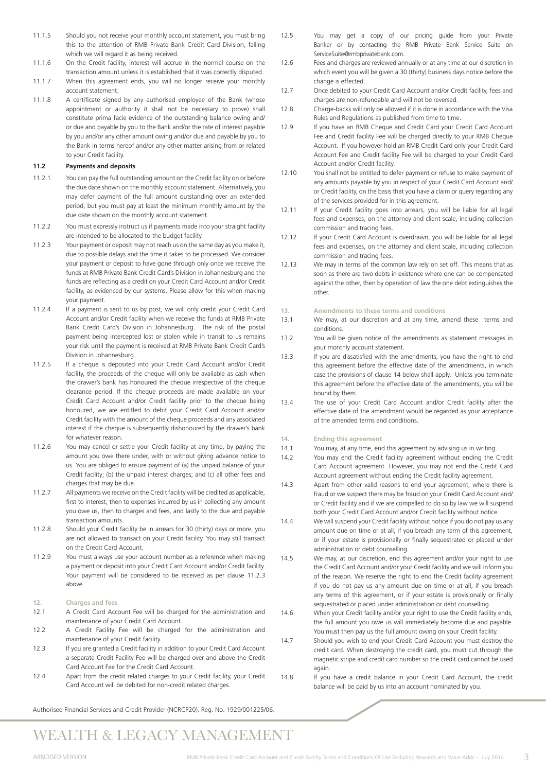11.1.5 Should you not receive your monthly account statement, you must bring this to the attention of RMB Private Bank Credit Card Division, failing which we will regard it as being received.

11.1.6 On the Credit facility, interest will accrue in the normal course on the transaction amount unless it is established that it was correctly disputed.

11.1.7 When this agreement ends, you will no longer receive your monthly account statement.

11.1.8 A certificate signed by any authorised employee of the Bank (whose appointment or authority it shall not be necessary to prove) shall constitute prima facie evidence of the outstanding balance owing and/ or due and payable by you to the Bank and/or the rate of interest payable by you and/or any other amount owing and/or due and payable by you to the Bank in terms hereof and/or any other matter arising from or related to your Credit facility.

**11.2 Payments and deposits**

11.2.1 You can pay the full outstanding amount on the Credit facility on or before the due date shown on the monthly account statement. Alternatively, you may defer payment of the full amount outstanding over an extended period, but you must pay at least the minimum monthly amount by the due date shown on the monthly account statement.

11.2.2 You must expressly instruct us if payments made into your straight facility are intended to be allocated to the budget facility.

11.2.3 Your payment or deposit may not reach us on the same day as you make it, due to possible delays and the time it takes to be processed. We consider your payment or deposit to have gone through only once we receive the funds at RMB Private Bank Credit Card's Division in Johannesburg and the funds are reflecting as a credit on your Credit Card Account and/or Credit facility, as evidenced by our systems. Please allow for this when making your payment.

11.2.4 If a payment is sent to us by post, we will only credit your Credit Card Account and/or Credit facility when we receive the funds at RMB Private Bank Credit Card's Division in Johannesburg. The risk of the postal payment being intercepted lost or stolen while in transit to us remains your risk until the payment is received at RMB Private Bank Credit Card's Division in Johannesburg.

11.2.5 If a cheque is deposited into your Credit Card Account and/or Credit facility, the proceeds of the cheque will only be available as cash when the drawer's bank has honoured the cheque irrespective of the cheque clearance period. If the cheque proceeds are made available on your Credit Card Account and/or Credit facility prior to the cheque being honoured, we are entitled to debit your Credit Card Account and/or Credit facility with the amount of the cheque proceeds and any associated interest if the cheque is subsequently dishonoured by the drawer's bank for whatever reason.

11.2.6 You may cancel or settle your Credit facility at any time, by paying the amount you owe there under, with or without giving advance notice to us. You are obliged to ensure payment of (a) the unpaid balance of your Credit facility; (b) the unpaid interest charges; and (c) all other fees and charges that may be due.

11.2.7 All payments we receive on the Credit facility will be credited as applicable, first to interest, then to expenses incurred by us in collecting any amount you owe us, then to charges and fees, and lastly to the due and payable transaction amounts.

11.2.8 Should your Credit facility be in arrears for 30 (thirty) days or more, you are not allowed to transact on your Credit facility. You may still transact on the Credit Card Account.

11.2.9 You must always use your account number as a reference when making a payment or deposit into your Credit Card Account and/or Credit facility. Your payment will be considered to be received as per clause 11.2.3 above.

## 12. Charges and fees

12.1 A Credit Card Account Fee will be charged for the administration and maintenance of your Credit Card Account.

12.2 A Credit Facility Fee will be charged for the administration and maintenance of your Credit facility.

12.3 If you are granted a Credit facility in addition to your Credit Card Account a separate Credit Facility Fee will be charged over and above the Credit Card Account Fee for the Credit Card Account.

12.4 Apart from the credit related charges to your Credit facility, your Credit Card Account will be debited for non-credit related charges.

12.5 You may get a copy of our pricing guide from your Private Banker or by contacting the RMB Private Bank Service Suite on ServiceSuite@rmbprivatebank.com.

12.6 Fees and charges are reviewed annually or at any time at our discretion in which event you will be given a 30 (thirty) business days notice before the change is effected.

12.7 Once debited to your Credit Card Account and/or Credit facility, fees and charges are non-refundable and will not be reversed.

12.8 Charge-backs will only be allowed if it is done in accordance with the Visa Rules and Regulations as published from time to time.

12.9 If you have an RMB Cheque and Credit Card your Credit Card Account Fee and Credit facility Fee will be charged directly to your RMB Cheque Account. If you however hold an RMB Credit Card only your Credit Card Account Fee and Credit facility Fee will be charged to your Credit Card Account and/or Credit facility.

12.10 You shall not be entitled to defer payment or refuse to make payment of any amounts payable by you in respect of your Credit Card Account and/ or Credit facility, on the basis that you have a claim or query regarding any of the services provided for in this agreement.

12.11 If your Credit facility goes into arrears, you will be liable for all legal fees and expenses, on the attorney and client scale, including collection commission and tracing fees.

12.12 If your Credit Card Account is overdrawn, you will be liable for all legal fees and expenses, on the attorney and client scale, including collection commission and tracing fees.

12.13 We may in terms of the common law rely on set off. This means that as soon as there are two debts in existence where one can be compensated against the other, then by operation of law the one debt extinguishes the other.

## 13. Amendments to these terms and conditions

13.1 We may, at our discretion and at any time, amend these terms and conditions.

13.2 You will be given notice of the amendments as statement messages in your monthly account statement.

13.3 If you are dissatisfied with the amendments, you have the right to end this agreement before the effective date of the amendments, in which case the provisions of clause 14 below shall apply. Unless you terminate this agreement before the effective date of the amendments, you will be bound by them.

13.4 The use of your Credit Card Account and/or Credit facility after the effective date of the amendment would be regarded as your acceptance of the amended terms and conditions.

## 14. Ending this agreement

14.1 You may, at any time, end this agreement by advising us in writing.

14.2 You may end the Credit facility agreement without ending the Credit Card Account agreement. However, you may not end the Credit Card Account agreement without ending the Credit facility agreement.

14.3 Apart from other valid reasons to end your agreement, where there is fraud or we suspect there may be fraud on your Credit Card Account and/ or Credit facility and if we are compelled to do so by law we will suspend both your Credit Card Account and/or Credit facility without notice.

14.4 We will suspend your Credit facility without notice if you do not pay us any amount due on time or at all, if you breach any term of this agreement, or if your estate is provisionally or finally sequestrated or placed under administration or debt counselling.

14.5 We may, at our discretion, end this agreement and/or your right to use the Credit Card Account and/or your Credit facility and we will inform you of the reason. We reserve the right to end the Credit facility agreement if you do not pay us any amount due on time or at all, if you breach any terms of this agreement, or if your estate is provisionally or finally sequestrated or placed under administration or debt counselling.

14.6 When your Credit facility and/or your right to use the Credit facility ends, the full amount you owe us will immediately become due and payable. You must then pay us the full amount owing on your Credit facility.

14.7 Should you wish to end your Credit Card Account you must destroy the credit card. When destroying the credit card, you must cut through the magnetic stripe and credit card number so the credit card cannot be used again.

14.8 If you have a credit balance in your Credit Card Account, the credit balance will be paid by us into an account nominated by you.

Authorised Financial Services and Credit Provider (NCRCP20). Reg. No. 1929/001225/06.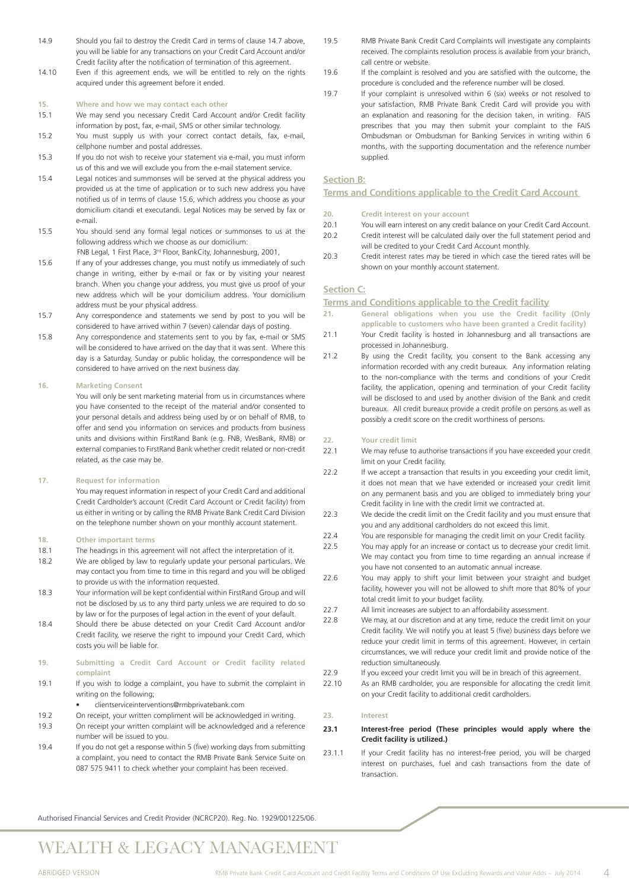14.9 Should you fail to destroy the Credit Card in terms of clause 14.7 above, you will be liable for any transactions on your Credit Card Account and/or Credit facility after the notification of termination of this agreement.

14.10 Even if this agreement ends, we will be entitled to rely on the rights acquired under this agreement before it ended.

**15. Where and how we may contact each other**

15.1 We may send you necessary Credit Card Account and/or Credit facility information by post, fax, e-mail, SMS or other similar technology.

15.2 You must supply us with your correct contact details, fax, e-mail, cellphone number and postal addresses.

15.3 If you do not wish to receive your statement via e-mail, you must inform us of this and we will exclude you from the e-mail statement service.

15.4 Legal notices and summonses will be served at the physical address you provided us at the time of application or to such new address you have notified us of in terms of clause 15.6, which address you choose as your domicilium citandi et executandi. Legal Notices may be served by fax or e-mail.

15.5 You should send any formal legal notices or summonses to us at the following address which we choose as our domicilium: FNB Legal, 1 First Place, 3rd Floor, BankCity, Johannesburg, 2001,

15.6 If any of your addresses change, you must notify us immediately of such change in writing, either by e-mail or fax or by visiting your nearest branch. When you change your address, you must give us proof of your new address which will be your domicilium address. Your domicilium address must be your physical address.

15.7 Any correspondence and statements we send by post to you will be considered to have arrived within 7 (seven) calendar days of posting.

15.8 Any correspondence and statements sent to you by fax, e-mail or SMS will be considered to have arrived on the day that it was sent. Where this day is a Saturday, Sunday or public holiday, the correspondence will be considered to have arrived on the next business day.

**16. Marketing Consent**

You will only be sent marketing material from us in circumstances where you have consented to the receipt of the material and/or consented to your personal details and address being used by or on behalf of RMB, to offer and send you information on services and products from business units and divisions within FirstRand Bank (e.g. FNB, WesBank, RMB) or external companies to FirstRand Bank whether credit related or non-credit related, as the case may be.

**17. Request for information**

You may request information in respect of your Credit Card and additional Credit Cardholder's account (Credit Card Account or Credit facility) from us either in writing or by calling the RMB Private Bank Credit Card Division on the telephone number shown on your monthly account statement.

**18. Other important terms**

18.1 The headings in this agreement will not affect the interpretation of it.

18.2 We are obliged by law to regularly update your personal particulars. We may contact you from time to time in this regard and you will be obliged to provide us with the information requested.

18.3 Your information will be kept confidential within FirstRand Group and will not be disclosed by us to any third party unless we are required to do so by law or for the purposes of legal action in the event of your default.

18.4 Should there be abuse detected on your Credit Card Account and/or Credit facility, we reserve the right to impound your Credit Card, which costs you will be liable for.

**19. Submitting a Credit Card Account or Credit facility related complaint**

19.1 If you wish to lodge a complaint, you have to submit the complaint in writing on the following;

- clientserviceinterventions@rmbprivatebank.com

19.2 On receipt, your written compliment will be acknowledged in writing.

19.3 On receipt your written complaint will be acknowledged and a reference number will be issued to you.

19.4 If you do not get a response within 5 (five) working days from submitting a complaint, you need to contact the RMB Private Bank Service Suite on 087 575 9411 to check whether your complaint has been received.

19.5 RMB Private Bank Credit Card Complaints will investigate any complaints received. The complaints resolution process is available from your branch, call centre or website.

19.6 If the complaint is resolved and you are satisfied with the outcome, the procedure is concluded and the reference number will be closed.

19.7 If your complaint is unresolved within 6 (six) weeks or not resolved to your satisfaction, RMB Private Bank Credit Card will provide you with an explanation and reasoning for the decision taken, in writing. FAIS prescribes that you may then submit your complaint to the FAIS Ombudsman or Ombudsman for Banking Services in writing within 6 months, with the supporting documentation and the reference number supplied.

## Section B:

## Terms and Conditions applicable to the Credit Card Account

**20. Credit interest on your account**

20.1 You will earn interest on any credit balance on your Credit Card Account.

20.2 Credit interest will be calculated daily over the full statement period and will be credited to your Credit Card Account monthly.

20.3 Credit interest rates may be tiered in which case the tiered rates will be shown on your monthly account statement.

## Section C:

## Terms and Conditions applicable to the Credit facility

**21. General obligations when you use the Credit facility (Only applicable to customers who have been granted a Credit facility)**

21.1 Your Credit facility is hosted in Johannesburg and all transactions are processed in Johannesburg.

21.2 By using the Credit facility, you consent to the Bank accessing any information recorded with any credit bureaux. Any information relating to the non-compliance with the terms and conditions of your Credit facility, the application, opening and termination of your Credit facility will be disclosed to and used by another division of the Bank and credit bureaux. All credit bureaux provide a credit profile on persons as well as possibly a credit score on the credit worthiness of persons.

**22. Your credit limit**

22.1 We may refuse to authorise transactions if you have exceeded your credit limit on your Credit facility.

22.2 If we accept a transaction that results in you exceeding your credit limit, it does not mean that we have extended or increased your credit limit on any permanent basis and you are obliged to immediately bring your Credit facility in line with the credit limit we contracted at.

22.3 We decide the credit limit on the Credit facility and you must ensure that you and any additional cardholders do not exceed this limit.

22.4 You are responsible for managing the credit limit on your Credit facility.

22.5 You may apply for an increase or contact us to decrease your credit limit. We may contact you from time to time regarding an annual increase if you have not consented to an automatic annual increase.

22.6 You may apply to shift your limit between your straight and budget facility, however you will not be allowed to shift more that 80% of your total credit limit to your budget facility.

22.7 All limit increases are subject to an affordability assessment.

22.8 We may, at our discretion and at any time, reduce the credit limit on your Credit facility. We will notify you at least 5 (five) business days before we reduce your credit limit in terms of this agreement. However, in certain circumstances, we will reduce your credit limit and provide notice of the reduction simultaneously.

22.9 If you exceed your credit limit you will be in breach of this agreement.

22.10 As an RMB cardholder, you are responsible for allocating the credit limit on your Credit facility to additional credit cardholders.

**23. Interest**

**23.1 Interest-free period (These principles would apply where the Credit facility is utilized.)**

23.1.1 If your Credit facility has no interest-free period, you will be charged interest on purchases, fuel and cash transactions from the date of transaction.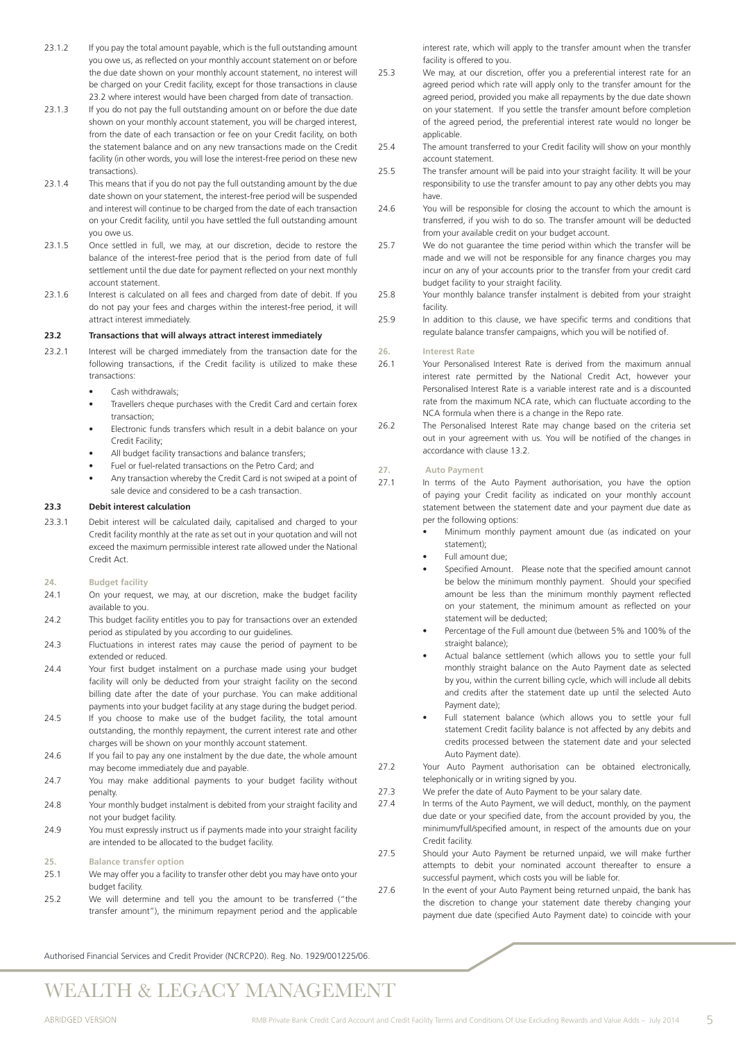23.1.2 If you pay the total amount payable, which is the full outstanding amount you owe us, as reflected on your monthly account statement on or before the due date shown on your monthly account statement, no interest will be charged on your Credit facility, except for those transactions in clause 23.2 where interest would have been charged from date of transaction.

23.1.3 If you do not pay the full outstanding amount on or before the due date shown on your monthly account statement, you will be charged interest, from the date of each transaction or fee on your Credit facility, on both the statement balance and on any new transactions made on the Credit facility (in other words, you will lose the interest-free period on these new transactions).

23.1.4 This means that if you do not pay the full outstanding amount by the due date shown on your statement, the interest-free period will be suspended and interest will continue to be charged from the date of each transaction on your Credit facility, until you have settled the full outstanding amount you owe us.

23.1.5 Once settled in full, we may, at our discretion, decide to restore the balance of the interest-free period that is the period from date of full settlement until the due date for payment reflected on your next monthly account statement.

23.1.6 Interest is calculated on all fees and charged from date of debit. If you do not pay your fees and charges within the interest-free period, it will attract interest immediately.

### 23.2 Transactions that will always attract interest immediately

23.2.1 Interest will be charged immediately from the transaction date for the following transactions, if the Credit facility is utilized to make these transactions:

- Cash withdrawals;
- Travellers cheque purchases with the Credit Card and certain forex transaction;
- Electronic funds transfers which result in a debit balance on your Credit Facility;
- All budget facility transactions and balance transfers;
- Fuel or fuel-related transactions on the Petro Card; and
- Any transaction whereby the Credit Card is not swiped at a point of sale device and considered to be a cash transaction.

### 23.3 Debit interest calculation

23.3.1 Debit interest will be calculated daily, capitalised and charged to your Credit facility monthly at the rate as set out in your quotation and will not exceed the maximum permissible interest rate allowed under the National Credit Act.

## 24. Budget facility

24.1 On your request, we may, at our discretion, make the budget facility available to you.

24.2 This budget facility entitles you to pay for transactions over an extended period as stipulated by you according to our guidelines.

24.3 Fluctuations in interest rates may cause the period of payment to be extended or reduced.

24.4 Your first budget instalment on a purchase made using your budget facility will only be deducted from your straight facility on the second billing date after the date of your purchase. You can make additional payments into your budget facility at any stage during the budget period.

24.5 If you choose to make use of the budget facility, the total amount outstanding, the monthly repayment, the current interest rate and other charges will be shown on your monthly account statement.

24.6 If you fail to pay any one instalment by the due date, the whole amount may become immediately due and payable.

24.7 You may make additional payments to your budget facility without penalty.

24.8 Your monthly budget instalment is debited from your straight facility and not your budget facility.

24.9 You must expressly instruct us if payments made into your straight facility are intended to be allocated to the budget facility.

## 25. Balance transfer option

25.1 We may offer you a facility to transfer other debt you may have onto your budget facility.

25.2 We will determine and tell you the amount to be transferred ("the transfer amount"), the minimum repayment period and the applicable interest rate, which will apply to the transfer amount when the transfer facility is offered to you.

25.3 We may, at our discretion, offer you a preferential interest rate for an agreed period which rate will apply only to the transfer amount for the agreed period, provided you make all repayments by the due date shown on your statement. If you settle the transfer amount before completion of the agreed period, the preferential interest rate would no longer be applicable.

25.4 The amount transferred to your Credit facility will show on your monthly account statement.

25.5 The transfer amount will be paid into your straight facility. It will be your responsibility to use the transfer amount to pay any other debts you may have.

24.6 You will be responsible for closing the account to which the amount is transferred, if you wish to do so. The transfer amount will be deducted from your available credit on your budget account.

25.7 We do not guarantee the time period within which the transfer will be made and we will not be responsible for any finance charges you may incur on any of your accounts prior to the transfer from your credit card budget facility to your straight facility.

25.8 Your monthly balance transfer instalment is debited from your straight facility.

25.9 In addition to this clause, we have specific terms and conditions that regulate balance transfer campaigns, which you will be notified of.

## 26. Interest Rate

26.1 Your Personalised Interest Rate is derived from the maximum annual interest rate permitted by the National Credit Act, however your Personalised Interest Rate is a variable interest rate and is a discounted rate from the maximum NCA rate, which can fluctuate according to the NCA formula when there is a change in the Repo rate.

26.2 The Personalised Interest Rate may change based on the criteria set out in your agreement with us. You will be notified of the changes in accordance with clause 13.2.

## 27. Auto Payment

27.1 In terms of the Auto Payment authorisation, you have the option of paying your Credit facility as indicated on your monthly account statement between the statement date and your payment due date as per the following options:

- Minimum monthly payment amount due (as indicated on your statement);
- Full amount due;
- Specified Amount. Please note that the specified amount cannot be below the minimum monthly payment. Should your specified amount be less than the minimum monthly payment reflected on your statement, the minimum amount as reflected on your statement will be deducted;
- Percentage of the Full amount due (between 5% and 100% of the straight balance);
- Actual balance settlement (which allows you to settle your full monthly straight balance on the Auto Payment date as selected by you, within the current billing cycle, which will include all debits and credits after the statement date up until the selected Auto Payment date);
- Full statement balance (which allows you to settle your full statement Credit facility balance is not affected by any debits and credits processed between the statement date and your selected Auto Payment date).

27.2 Your Auto Payment authorisation can be obtained electronically, telephonically or in writing signed by you.

27.3 We prefer the date of Auto Payment to be your salary date.

27.4 In terms of the Auto Payment, we will deduct, monthly, on the payment due date or your specified date, from the account provided by you, the minimum/full/specified amount, in respect of the amounts due on your Credit facility.

27.5 Should your Auto Payment be returned unpaid, we will make further attempts to debit your nominated account thereafter to ensure a successful payment, which costs you will be liable for.

27.6 In the event of your Auto Payment being returned unpaid, the bank has the discretion to change your statement date thereby changing your payment due date (specified Auto Payment date) to coincide with your

Authorised Financial Services and Credit Provider (NCRCP20). Reg. No. 1929/001225/06.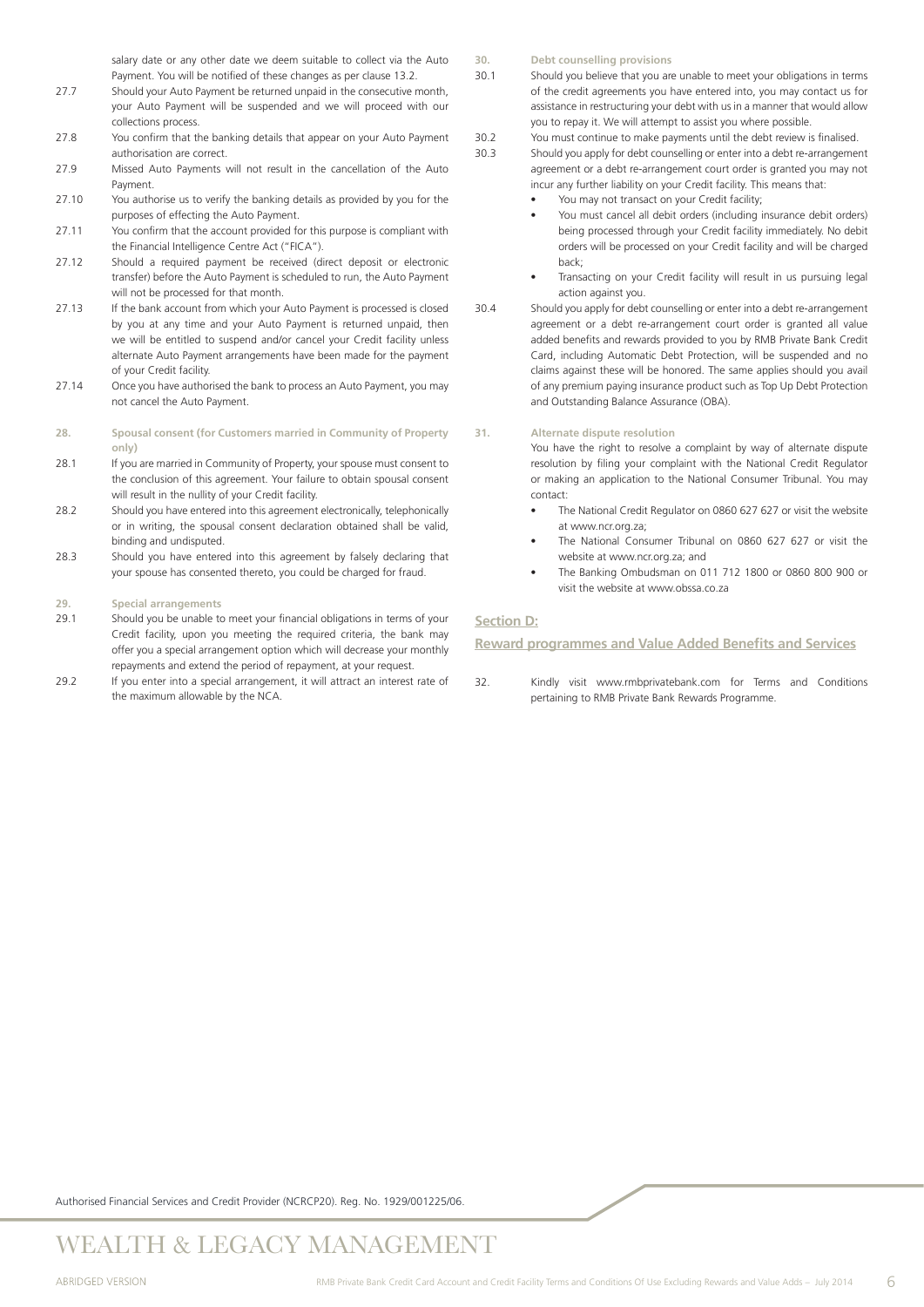salary date or any other date we deem suitable to collect via the Auto Payment. You will be notified of these changes as per clause 13.2.

27.7 Should your Auto Payment be returned unpaid in the consecutive month, your Auto Payment will be suspended and we will proceed with our collections process.

27.8 You confirm that the banking details that appear on your Auto Payment authorisation are correct.

27.9 Missed Auto Payments will not result in the cancellation of the Auto Payment.

27.10 You authorise us to verify the banking details as provided by you for the purposes of effecting the Auto Payment.

27.11 You confirm that the account provided for this purpose is compliant with the Financial Intelligence Centre Act ("FICA").

27.12 Should a required payment be received (direct deposit or electronic transfer) before the Auto Payment is scheduled to run, the Auto Payment will not be processed for that month.

27.13 If the bank account from which your Auto Payment is processed is closed by you at any time and your Auto Payment is returned unpaid, then we will be entitled to suspend and/or cancel your Credit facility unless alternate Auto Payment arrangements have been made for the payment of your Credit facility.

27.14 Once you have authorised the bank to process an Auto Payment, you may not cancel the Auto Payment.

**28. Spousal consent (for Customers married in Community of Property only)**

28.1 If you are married in Community of Property, your spouse must consent to the conclusion of this agreement. Your failure to obtain spousal consent will result in the nullity of your Credit facility.

28.2 Should you have entered into this agreement electronically, telephonically or in writing, the spousal consent declaration obtained shall be valid, binding and undisputed.

28.3 Should you have entered into this agreement by falsely declaring that your spouse has consented thereto, you could be charged for fraud.

**29. Special arrangements**

29.1 Should you be unable to meet your financial obligations in terms of your Credit facility, upon you meeting the required criteria, the bank may offer you a special arrangement option which will decrease your monthly repayments and extend the period of repayment, at your request.

29.2 If you enter into a special arrangement, it will attract an interest rate of the maximum allowable by the NCA.

**30. Debt counselling provisions**

30.1 Should you believe that you are unable to meet your obligations in terms of the credit agreements you have entered into, you may contact us for assistance in restructuring your debt with us in a manner that would allow you to repay it. We will attempt to assist you where possible.

30.2 You must continue to make payments until the debt review is finalised.

30.3 Should you apply for debt counselling or enter into a debt re-arrangement agreement or a debt re-arrangement court order is granted you may not incur any further liability on your Credit facility. This means that:

- You may not transact on your Credit facility;
- You must cancel all debit orders (including insurance debit orders) being processed through your Credit facility immediately. No debit orders will be processed on your Credit facility and will be charged back;
- Transacting on your Credit facility will result in us pursuing legal action against you.

30.4 Should you apply for debt counselling or enter into a debt re-arrangement agreement or a debt re-arrangement court order is granted all value added benefits and rewards provided to you by RMB Private Bank Credit Card, including Automatic Debt Protection, will be suspended and no claims against these will be honored. The same applies should you avail of any premium paying insurance product such as Top Up Debt Protection and Outstanding Balance Assurance (OBA).

**31. Alternate dispute resolution**

You have the right to resolve a complaint by way of alternate dispute resolution by filing your complaint with the National Credit Regulator or making an application to the National Consumer Tribunal. You may contact:

- The National Credit Regulator on 0860 627 627 or visit the website at www.ncr.org.za;
- The National Consumer Tribunal on 0860 627 627 or visit the website at www.ncr.org.za; and
- The Banking Ombudsman on 011 712 1800 or 0860 800 900 or visit the website at www.obssa.co.za

## Section D:

## Reward programmes and Value Added Benefits and Services

32. Kindly visit www.rmbprivatebank.com for Terms and Conditions pertaining to RMB Private Bank Rewards Programme.

Authorised Financial Services and Credit Provider (NCRCP20). Reg. No. 1929/001225/06.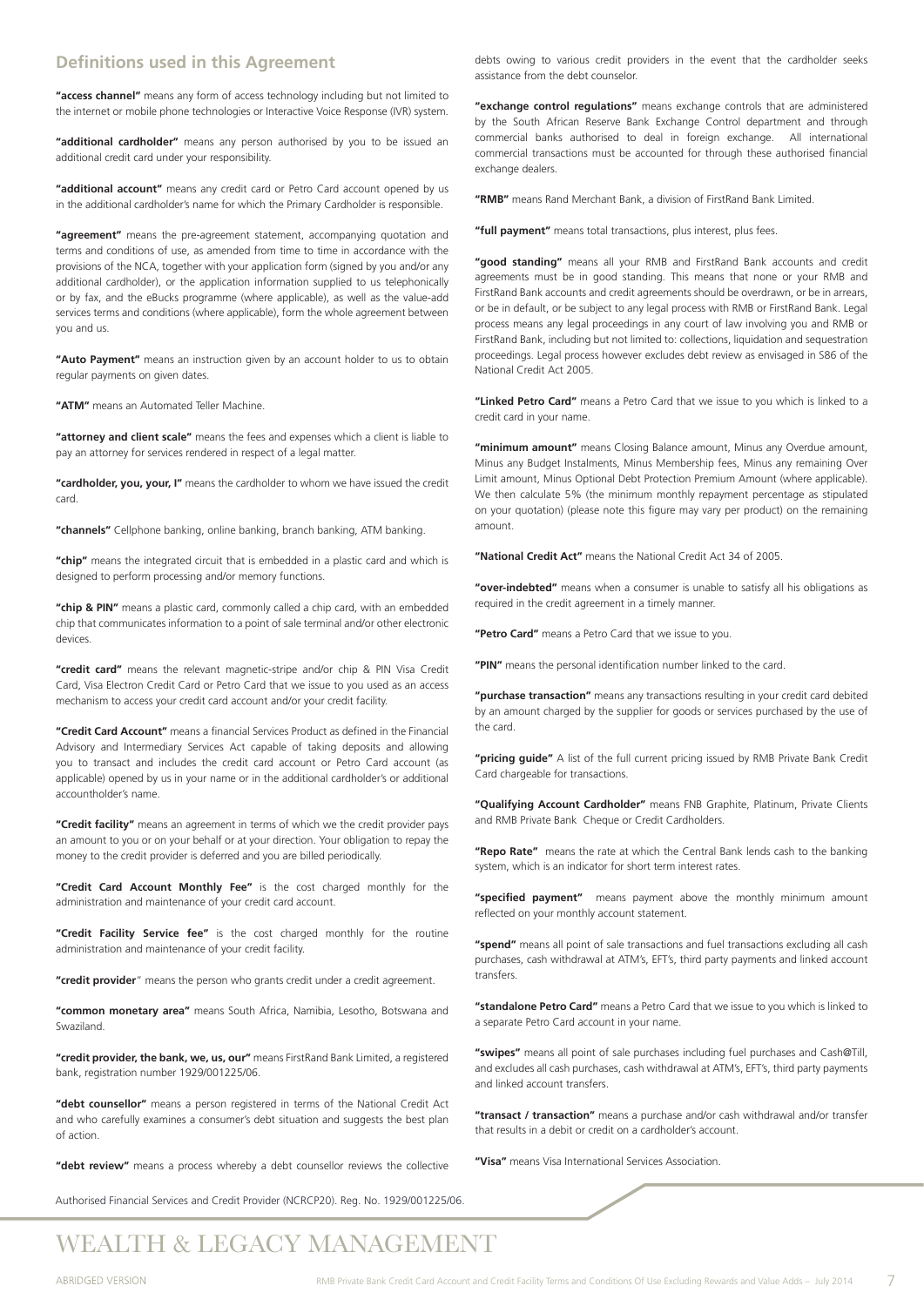## Definitions used in this Agreement

**"access channel"** means any form of access technology including but not limited to the internet or mobile phone technologies or Interactive Voice Response (IVR) system.

**"additional cardholder"** means any person authorised by you to be issued an additional credit card under your responsibility.

**"additional account"** means any credit card or Petro Card account opened by us in the additional cardholder's name for which the Primary Cardholder is responsible.

**"agreement"** means the pre-agreement statement, accompanying quotation and terms and conditions of use, as amended from time to time in accordance with the provisions of the NCA, together with your application form (signed by you and/or any additional cardholder), or the application information supplied to us telephonically or by fax, and the eBucks programme (where applicable), as well as the value-add services terms and conditions (where applicable), form the whole agreement between you and us.

**"Auto Payment"** means an instruction given by an account holder to us to obtain regular payments on given dates.

**"ATM"** means an Automated Teller Machine.

**"attorney and client scale"** means the fees and expenses which a client is liable to pay an attorney for services rendered in respect of a legal matter.

**"cardholder, you, your, I"** means the cardholder to whom we have issued the credit card.

**"channels"** Cellphone banking, online banking, branch banking, ATM banking.

**"chip"** means the integrated circuit that is embedded in a plastic card and which is designed to perform processing and/or memory functions.

**"chip & PIN"** means a plastic card, commonly called a chip card, with an embedded chip that communicates information to a point of sale terminal and/or other electronic devices.

**"credit card"** means the relevant magnetic-stripe and/or chip & PIN Visa Credit Card, Visa Electron Credit Card or Petro Card that we issue to you used as an access mechanism to access your credit card account and/or your credit facility.

**"Credit Card Account"** means a financial Services Product as defined in the Financial Advisory and Intermediary Services Act capable of taking deposits and allowing you to transact and includes the credit card account or Petro Card account (as applicable) opened by us in your name or in the additional cardholder's or additional accountholder's name.

**"Credit facility"** means an agreement in terms of which we the credit provider pays an amount to you or on your behalf or at your direction. Your obligation to repay the money to the credit provider is deferred and you are billed periodically.

**"Credit Card Account Monthly Fee"** is the cost charged monthly for the administration and maintenance of your credit card account.

**"Credit Facility Service fee"** is the cost charged monthly for the routine administration and maintenance of your credit facility.

**"credit provider"** means the person who grants credit under a credit agreement.

**"common monetary area"** means South Africa, Namibia, Lesotho, Botswana and Swaziland.

**"credit provider, the bank, we, us, our"** means FirstRand Bank Limited, a registered bank, registration number 1929/001225/06.

**"debt counsellor"** means a person registered in terms of the National Credit Act and who carefully examines a consumer's debt situation and suggests the best plan of action.

**"debt review"** means a process whereby a debt counsellor reviews the collective debts owing to various credit providers in the event that the cardholder seeks assistance from the debt counselor.

**"exchange control regulations"** means exchange controls that are administered by the South African Reserve Bank Exchange Control department and through commercial banks authorised to deal in foreign exchange. All international commercial transactions must be accounted for through these authorised financial exchange dealers.

**"RMB"** means Rand Merchant Bank, a division of FirstRand Bank Limited.

**"full payment"** means total transactions, plus interest, plus fees.

**"good standing"** means all your RMB and FirstRand Bank accounts and credit agreements must be in good standing. This means that none or your RMB and FirstRand Bank accounts and credit agreements should be overdrawn, or be in arrears, or be in default, or be subject to any legal process with RMB or FirstRand Bank. Legal process means any legal proceedings in any court of law involving you and RMB or FirstRand Bank, including but not limited to: collections, liquidation and sequestration proceedings. Legal process however excludes debt review as envisaged in S86 of the National Credit Act 2005.

**"Linked Petro Card"** means a Petro Card that we issue to you which is linked to a credit card in your name.

**"minimum amount"** means Closing Balance amount, Minus any Overdue amount, Minus any Budget Instalments, Minus Membership fees, Minus any remaining Over Limit amount, Minus Optional Debt Protection Premium Amount (where applicable). We then calculate 5% (the minimum monthly repayment percentage as stipulated on your quotation) (please note this figure may vary per product) on the remaining amount.

**"National Credit Act"** means the National Credit Act 34 of 2005.

**"over-indebted"** means when a consumer is unable to satisfy all his obligations as required in the credit agreement in a timely manner.

**"Petro Card"** means a Petro Card that we issue to you.

**"PIN"** means the personal identification number linked to the card.

**"purchase transaction"** means any transactions resulting in your credit card debited by an amount charged by the supplier for goods or services purchased by the use of the card.

**"pricing guide"** A list of the full current pricing issued by RMB Private Bank Credit Card chargeable for transactions.

**"Qualifying Account Cardholder"** means FNB Graphite, Platinum, Private Clients and RMB Private Bank Cheque or Credit Cardholders.

**"Repo Rate"** means the rate at which the Central Bank lends cash to the banking system, which is an indicator for short term interest rates.

**"specified payment"** means payment above the monthly minimum amount reflected on your monthly account statement.

**"spend"** means all point of sale transactions and fuel transactions excluding all cash purchases, cash withdrawal at ATM's, EFT's, third party payments and linked account transfers.

**"standalone Petro Card"** means a Petro Card that we issue to you which is linked to a separate Petro Card account in your name.

**"swipes"** means all point of sale purchases including fuel purchases and Cash@Till, and excludes all cash purchases, cash withdrawal at ATM's, EFT's, third party payments and linked account transfers.

**"transact / transaction"** means a purchase and/or cash withdrawal and/or transfer that results in a debit or credit on a cardholder's account.

**"Visa"** means Visa International Services Association.

Authorised Financial Services and Credit Provider (NCRCP20). Reg. No. 1929/001225/06.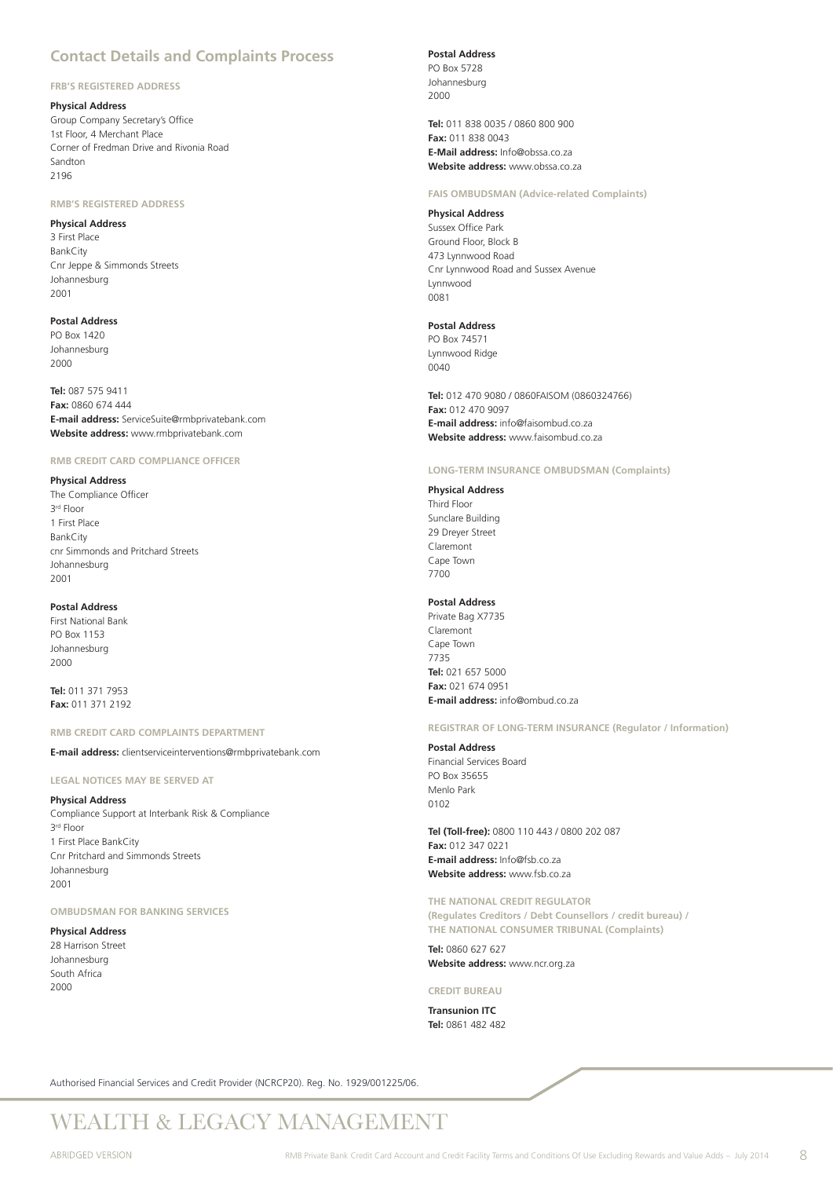## Contact Details and Complaints Process

### FRB'S REGISTERED ADDRESS

**Physical Address**
Group Company Secretary's Office
1st Floor, 4 Merchant Place
Corner of Fredman Drive and Rivonia Road
Sandton
2196

### RMB'S REGISTERED ADDRESS

**Physical Address**
3 First Place
BankCity
Cnr Jeppe & Simmonds Streets
Johannesburg
2001

**Postal Address**
PO Box 1420
Johannesburg
2000

**Tel:** 087 575 9411
**Fax:** 0860 674 444
**E-mail address:** ServiceSuite@rmbprivatebank.com
**Website address:** www.rmbprivatebank.com

### RMB CREDIT CARD COMPLIANCE OFFICER

**Physical Address**
The Compliance Officer
3rd Floor
1 First Place
BankCity
cnr Simmonds and Pritchard Streets
Johannesburg
2001

**Postal Address**
First National Bank
PO Box 1153
Johannesburg
2000

**Tel:** 011 371 7953
**Fax:** 011 371 2192

### RMB CREDIT CARD COMPLAINTS DEPARTMENT

**E-mail address:** clientserviceinterventions@rmbprivatebank.com

### LEGAL NOTICES MAY BE SERVED AT

**Physical Address**
Compliance Support at Interbank Risk & Compliance
3rd Floor
1 First Place BankCity
Cnr Pritchard and Simmonds Streets
Johannesburg
2001

### OMBUDSMAN FOR BANKING SERVICES

**Physical Address**
28 Harrison Street
Johannesburg
South Africa
2000

**Postal Address**
PO Box 5728
Johannesburg
2000

**Tel:** 011 838 0035 / 0860 800 900
**Fax:** 011 838 0043
**E-Mail address:** Info@obssa.co.za
**Website address:** www.obssa.co.za

### FAIS OMBUDSMAN (Advice-related Complaints)

**Physical Address**
Sussex Office Park
Ground Floor, Block B
473 Lynnwood Road
Cnr Lynnwood Road and Sussex Avenue
Lynnwood
0081

**Postal Address**
PO Box 74571
Lynnwood Ridge
0040

**Tel:** 012 470 9080 / 0860FAISOM (0860324766)
**Fax:** 012 470 9097
**E-mail address:** info@faisombud.co.za
**Website address:** www.faisombud.co.za

### LONG-TERM INSURANCE OMBUDSMAN (Complaints)

**Physical Address**
Third Floor
Sunclare Building
29 Dreyer Street
Claremont
Cape Town
7700

**Postal Address**
Private Bag X7735
Claremont
Cape Town
7735
**Tel:** 021 657 5000
**Fax:** 021 674 0951
**E-mail address:** info@ombud.co.za

### REGISTRAR OF LONG-TERM INSURANCE (Regulator / Information)

**Postal Address**
Financial Services Board
PO Box 35655
Menlo Park
0102

**Tel (Toll-free):** 0800 110 443 / 0800 202 087
**Fax:** 012 347 0221
**E-mail address:** Info@fsb.co.za
**Website address:** www.fsb.co.za

### THE NATIONAL CREDIT REGULATOR (Regulates Creditors / Debt Counsellors / credit bureau) / THE NATIONAL CONSUMER TRIBUNAL (Complaints)

**Tel:** 0860 627 627
**Website address:** www.ncr.org.za

### CREDIT BUREAU

**Transunion ITC**
**Tel:** 0861 482 482

Authorised Financial Services and Credit Provider (NCRCP20). Reg. No. 1929/001225/06.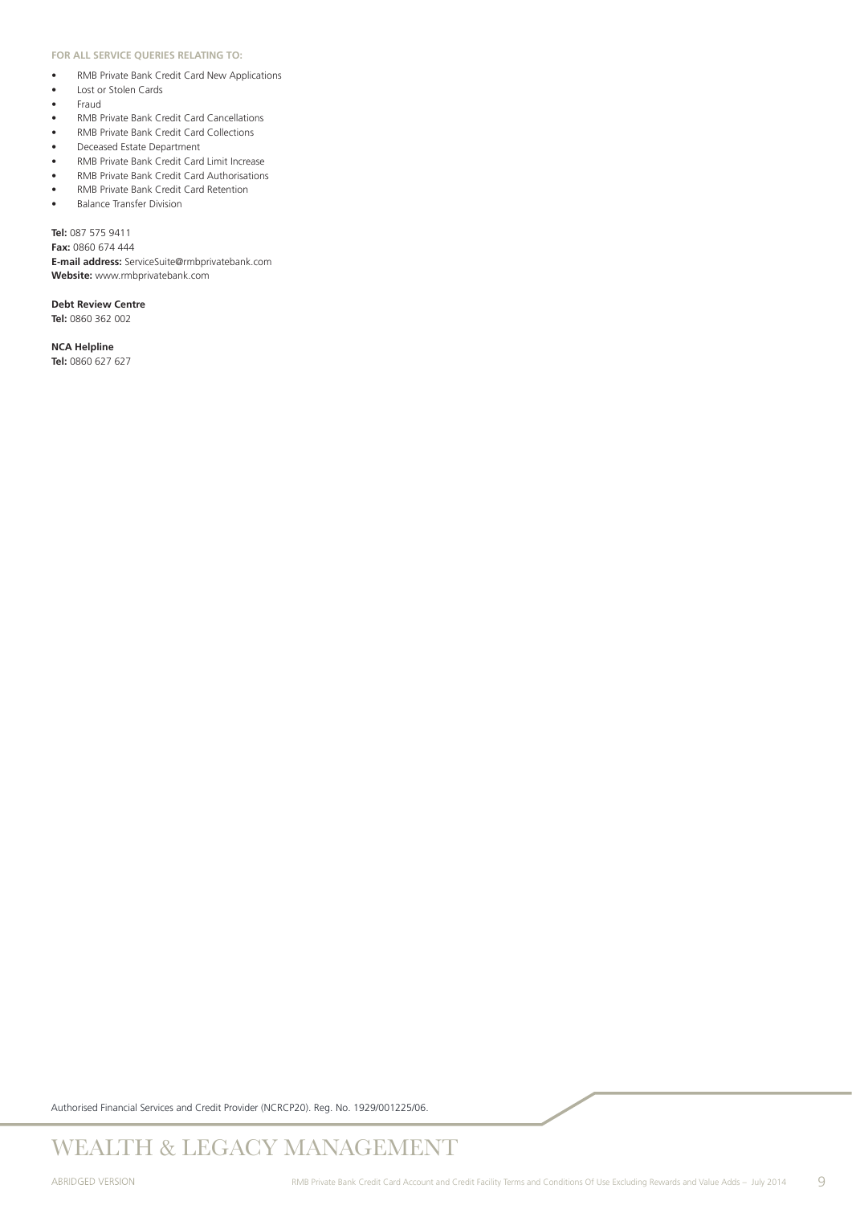**FOR ALL SERVICE QUERIES RELATING TO:**

- RMB Private Bank Credit Card New Applications
- Lost or Stolen Cards
- Fraud
- RMB Private Bank Credit Card Cancellations
- RMB Private Bank Credit Card Collections
- Deceased Estate Department
- RMB Private Bank Credit Card Limit Increase
- RMB Private Bank Credit Card Authorisations
- RMB Private Bank Credit Card Retention
- Balance Transfer Division

**Tel:** 087 575 9411
**Fax:** 0860 674 444
**E-mail address:** ServiceSuite@rmbprivatebank.com
**Website:** www.rmbprivatebank.com

**Debt Review Centre**
**Tel:** 0860 362 002

**NCA Helpline**
**Tel:** 0860 627 627

Authorised Financial Services and Credit Provider (NCRCP20). Reg. No. 1929/001225/06.

WEALTH & LEGACY MANAGEMENT